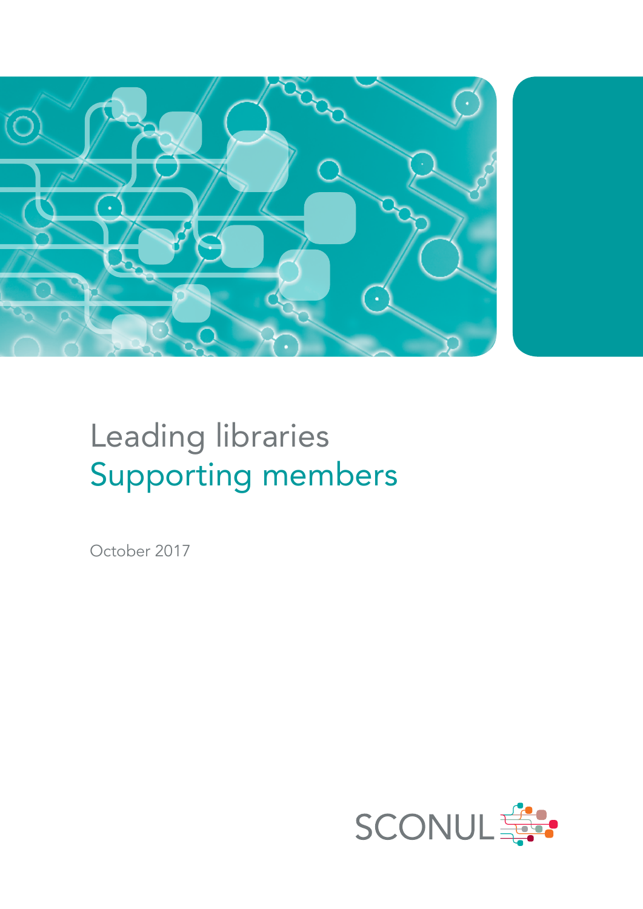# Leading libraries
## Supporting members

October 2017

SCONUL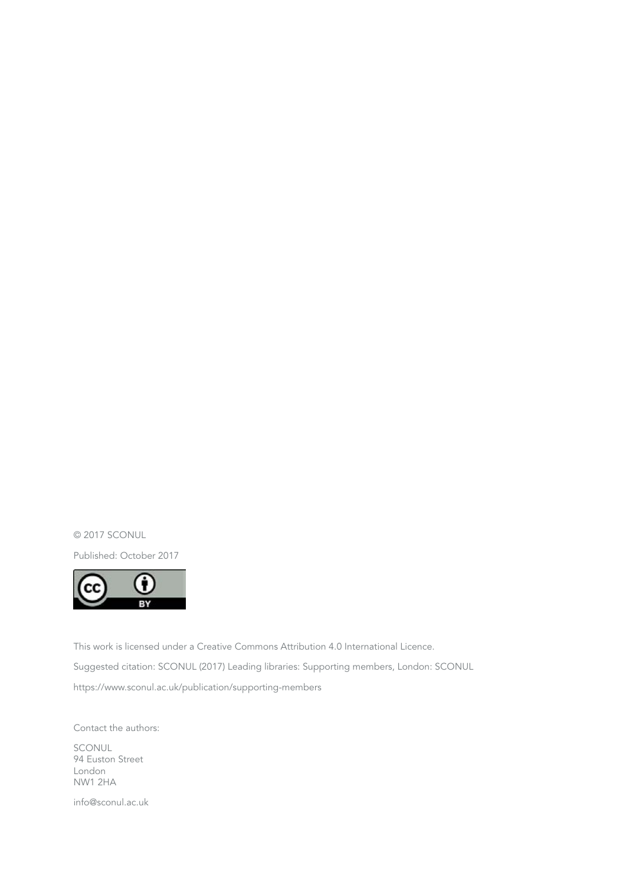© 2017 SCONUL

Published: October 2017

This work is licensed under a Creative Commons Attribution 4.0 International Licence.

Suggested citation: SCONUL (2017) Leading libraries: Supporting members, London: SCONUL

https://www.sconul.ac.uk/publication/supporting-members

Contact the authors:

SCONUL
94 Euston Street
London
NW1 2HA

info@sconul.ac.uk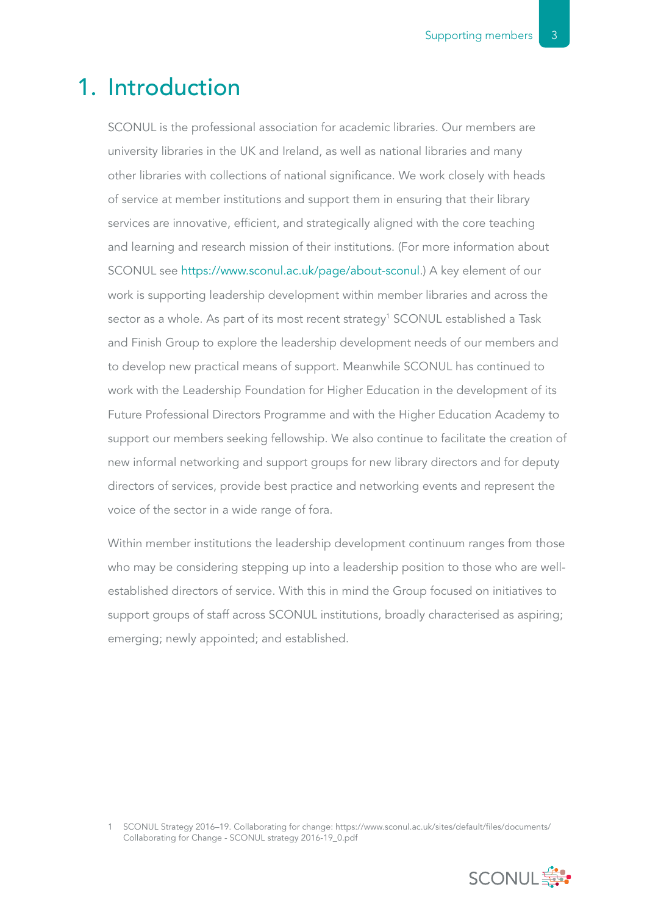# 1. Introduction

SCONUL is the professional association for academic libraries. Our members are university libraries in the UK and Ireland, as well as national libraries and many other libraries with collections of national significance. We work closely with heads of service at member institutions and support them in ensuring that their library services are innovative, efficient, and strategically aligned with the core teaching and learning and research mission of their institutions. (For more information about SCONUL see https://www.sconul.ac.uk/page/about-sconul.) A key element of our work is supporting leadership development within member libraries and across the sector as a whole. As part of its most recent strategy[1] SCONUL established a Task and Finish Group to explore the leadership development needs of our members and to develop new practical means of support. Meanwhile SCONUL has continued to work with the Leadership Foundation for Higher Education in the development of its Future Professional Directors Programme and with the Higher Education Academy to support our members seeking fellowship. We also continue to facilitate the creation of new informal networking and support groups for new library directors and for deputy directors of services, provide best practice and networking events and represent the voice of the sector in a wide range of fora.

Within member institutions the leadership development continuum ranges from those who may be considering stepping up into a leadership position to those who are well-established directors of service. With this in mind the Group focused on initiatives to support groups of staff across SCONUL institutions, broadly characterised as aspiring; emerging; newly appointed; and established.

1 SCONUL Strategy 2016–19. Collaborating for change: https://www.sconul.ac.uk/sites/default/files/documents/Collaborating for Change - SCONUL strategy 2016-19_0.pdf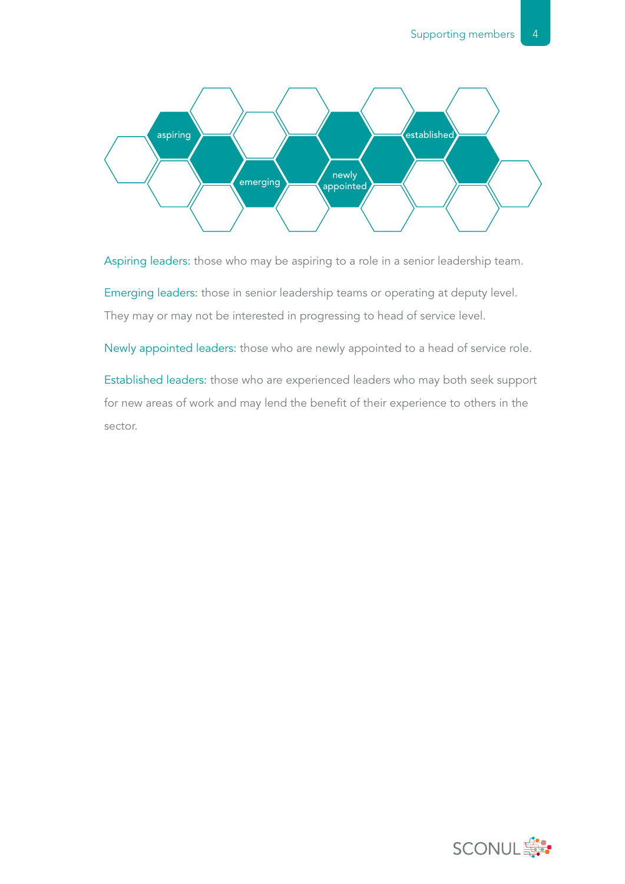aspiring

emerging

newly appointed

established

Aspiring leaders: those who may be aspiring to a role in a senior leadership team.

Emerging leaders: those in senior leadership teams or operating at deputy level. They may or may not be interested in progressing to head of service level.

Newly appointed leaders: those who are newly appointed to a head of service role.

Established leaders: those who are experienced leaders who may both seek support for new areas of work and may lend the benefit of their experience to others in the sector.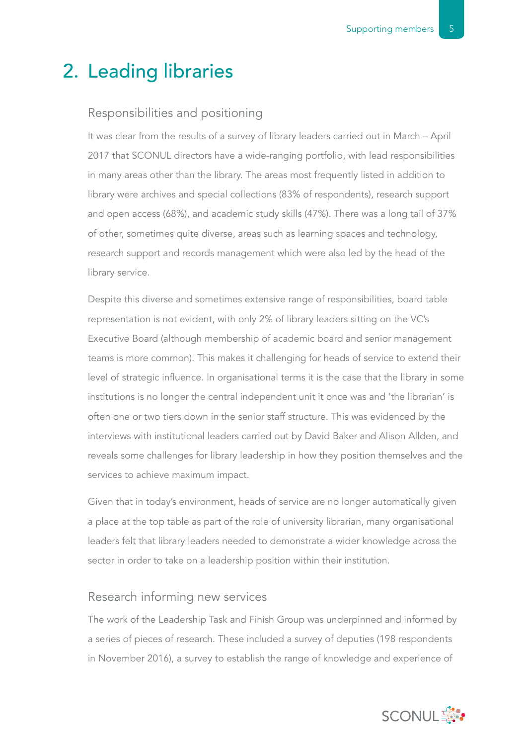# 2. Leading libraries

## Responsibilities and positioning

It was clear from the results of a survey of library leaders carried out in March – April 2017 that SCONUL directors have a wide-ranging portfolio, with lead responsibilities in many areas other than the library. The areas most frequently listed in addition to library were archives and special collections (83% of respondents), research support and open access (68%), and academic study skills (47%). There was a long tail of 37% of other, sometimes quite diverse, areas such as learning spaces and technology, research support and records management which were also led by the head of the library service.

Despite this diverse and sometimes extensive range of responsibilities, board table representation is not evident, with only 2% of library leaders sitting on the VC's Executive Board (although membership of academic board and senior management teams is more common). This makes it challenging for heads of service to extend their level of strategic influence. In organisational terms it is the case that the library in some institutions is no longer the central independent unit it once was and 'the librarian' is often one or two tiers down in the senior staff structure. This was evidenced by the interviews with institutional leaders carried out by David Baker and Alison Allden, and reveals some challenges for library leadership in how they position themselves and the services to achieve maximum impact.

Given that in today's environment, heads of service are no longer automatically given a place at the top table as part of the role of university librarian, many organisational leaders felt that library leaders needed to demonstrate a wider knowledge across the sector in order to take on a leadership position within their institution.

## Research informing new services

The work of the Leadership Task and Finish Group was underpinned and informed by a series of pieces of research. These included a survey of deputies (198 respondents in November 2016), a survey to establish the range of knowledge and experience of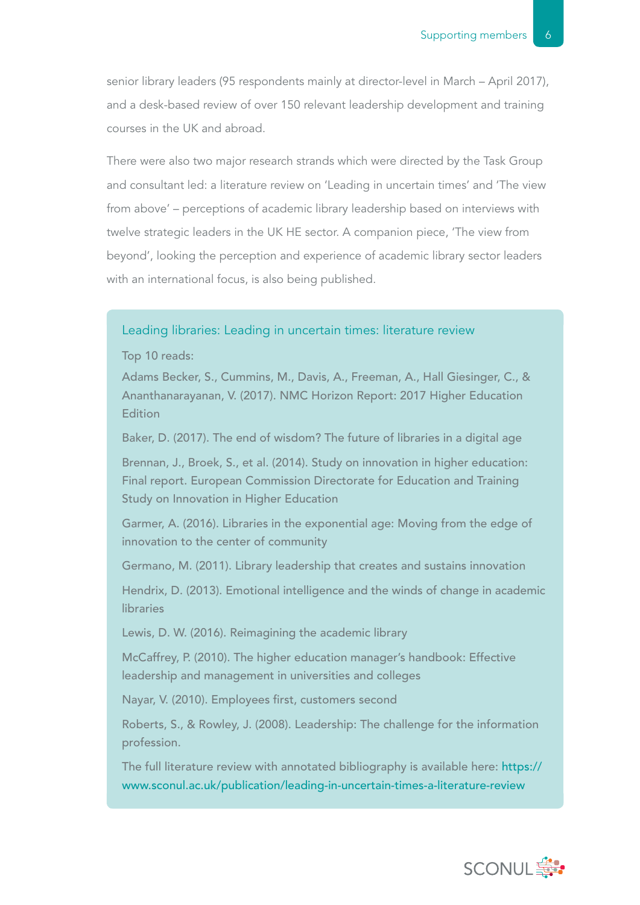senior library leaders (95 respondents mainly at director-level in March – April 2017), and a desk-based review of over 150 relevant leadership development and training courses in the UK and abroad.

There were also two major research strands which were directed by the Task Group and consultant led: a literature review on 'Leading in uncertain times' and 'The view from above' – perceptions of academic library leadership based on interviews with twelve strategic leaders in the UK HE sector. A companion piece, 'The view from beyond', looking the perception and experience of academic library sector leaders with an international focus, is also being published.

### Leading libraries: Leading in uncertain times: literature review

Top 10 reads:

Adams Becker, S., Cummins, M., Davis, A., Freeman, A., Hall Giesinger, C., & Ananthanarayanan, V. (2017). NMC Horizon Report: 2017 Higher Education Edition

Baker, D. (2017). The end of wisdom? The future of libraries in a digital age

Brennan, J., Broek, S., et al. (2014). Study on innovation in higher education: Final report. European Commission Directorate for Education and Training Study on Innovation in Higher Education

Garmer, A. (2016). Libraries in the exponential age: Moving from the edge of innovation to the center of community

Germano, M. (2011). Library leadership that creates and sustains innovation

Hendrix, D. (2013). Emotional intelligence and the winds of change in academic libraries

Lewis, D. W. (2016). Reimagining the academic library

McCaffrey, P. (2010). The higher education manager's handbook: Effective leadership and management in universities and colleges

Nayar, V. (2010). Employees first, customers second

Roberts, S., & Rowley, J. (2008). Leadership: The challenge for the information profession.

The full literature review with annotated bibliography is available here: https://www.sconul.ac.uk/publication/leading-in-uncertain-times-a-literature-review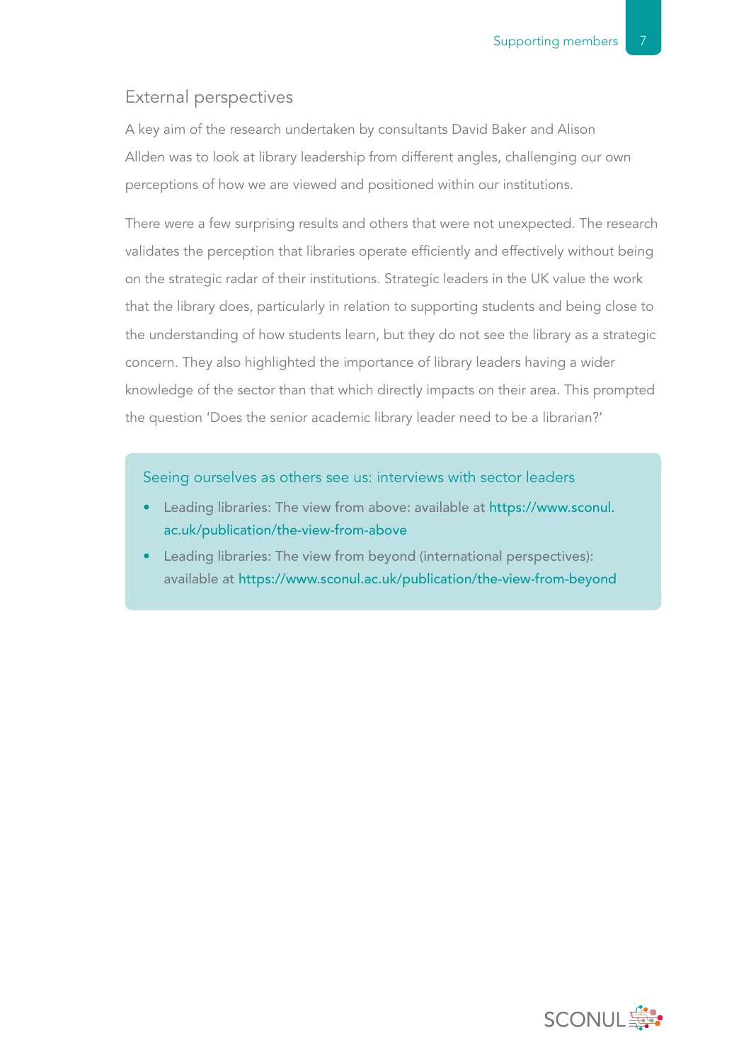## External perspectives

A key aim of the research undertaken by consultants David Baker and Alison Allden was to look at library leadership from different angles, challenging our own perceptions of how we are viewed and positioned within our institutions.

There were a few surprising results and others that were not unexpected. The research validates the perception that libraries operate efficiently and effectively without being on the strategic radar of their institutions. Strategic leaders in the UK value the work that the library does, particularly in relation to supporting students and being close to the understanding of how students learn, but they do not see the library as a strategic concern. They also highlighted the importance of library leaders having a wider knowledge of the sector than that which directly impacts on their area. This prompted the question 'Does the senior academic library leader need to be a librarian?'

### Seeing ourselves as others see us: interviews with sector leaders

- Leading libraries: The view from above: available at https://www.sconul.ac.uk/publication/the-view-from-above
- Leading libraries: The view from beyond (international perspectives): available at https://www.sconul.ac.uk/publication/the-view-from-beyond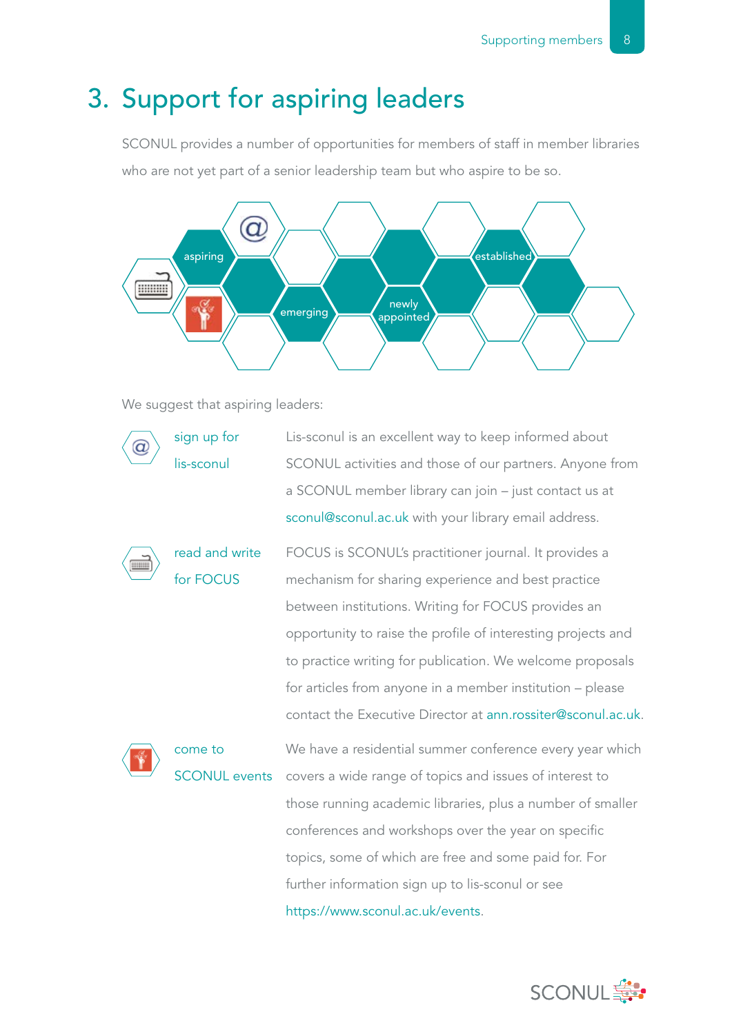# 3. Support for aspiring leaders

SCONUL provides a number of opportunities for members of staff in member libraries who are not yet part of a senior leadership team but who aspire to be so.

aspiring

emerging

newly appointed

established

We suggest that aspiring leaders:

| | |
|---|---|
| sign up for lis-sconul | Lis-sconul is an excellent way to keep informed about SCONUL activities and those of our partners. Anyone from a SCONUL member library can join – just contact us at sconul@sconul.ac.uk with your library email address. |
| read and write for FOCUS | FOCUS is SCONUL's practitioner journal. It provides a mechanism for sharing experience and best practice between institutions. Writing for FOCUS provides an opportunity to raise the profile of interesting projects and to practice writing for publication. We welcome proposals for articles from anyone in a member institution – please contact the Executive Director at ann.rossiter@sconul.ac.uk. |
| come to SCONUL events | We have a residential summer conference every year which covers a wide range of topics and issues of interest to those running academic libraries, plus a number of smaller conferences and workshops over the year on specific topics, some of which are free and some paid for. For further information sign up to lis-sconul or see https://www.sconul.ac.uk/events. |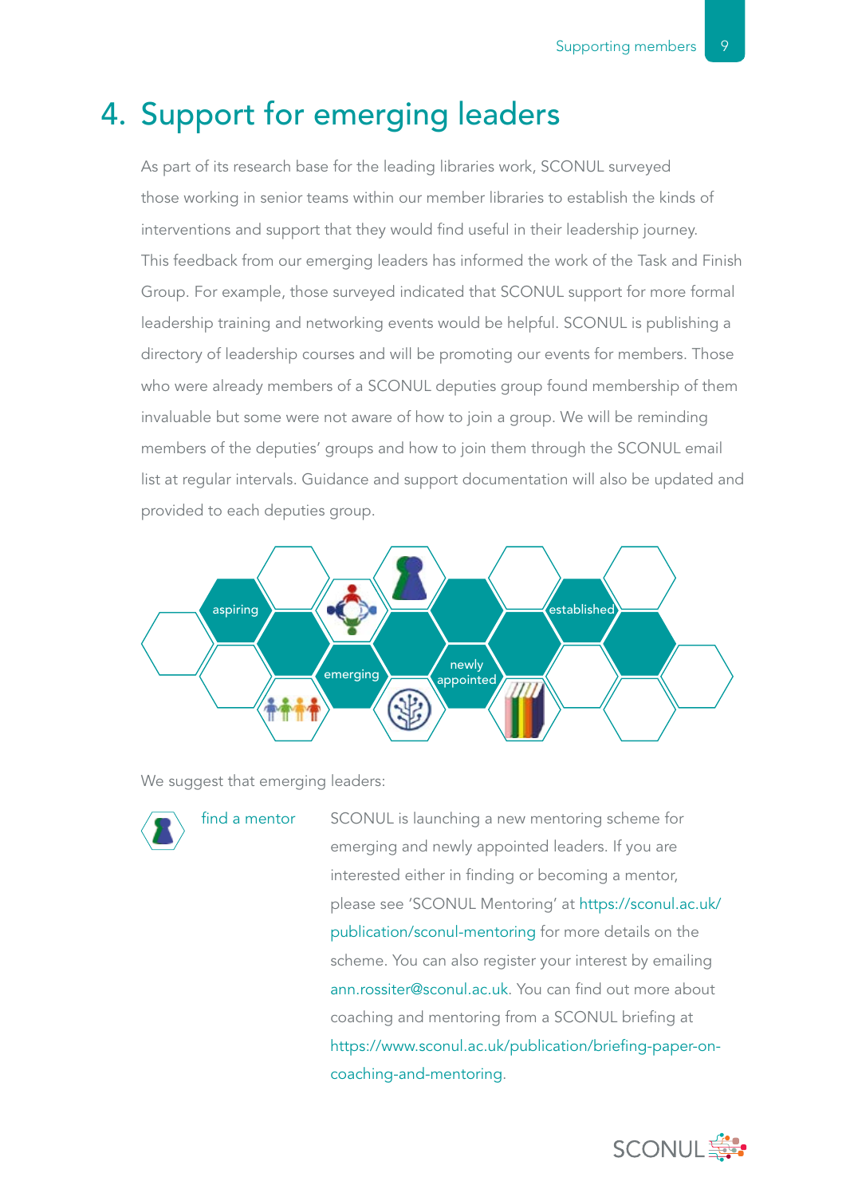# 4. Support for emerging leaders

As part of its research base for the leading libraries work, SCONUL surveyed those working in senior teams within our member libraries to establish the kinds of interventions and support that they would find useful in their leadership journey. This feedback from our emerging leaders has informed the work of the Task and Finish Group. For example, those surveyed indicated that SCONUL support for more formal leadership training and networking events would be helpful. SCONUL is publishing a directory of leadership courses and will be promoting our events for members. Those who were already members of a SCONUL deputies group found membership of them invaluable but some were not aware of how to join a group. We will be reminding members of the deputies' groups and how to join them through the SCONUL email list at regular intervals. Guidance and support documentation will also be updated and provided to each deputies group.

aspiring | emerging | newly appointed | established

We suggest that emerging leaders:

**find a mentor**

SCONUL is launching a new mentoring scheme for emerging and newly appointed leaders. If you are interested either in finding or becoming a mentor, please see 'SCONUL Mentoring' at https://sconul.ac.uk/publication/sconul-mentoring for more details on the scheme. You can also register your interest by emailing ann.rossiter@sconul.ac.uk. You can find out more about coaching and mentoring from a SCONUL briefing at https://www.sconul.ac.uk/publication/briefing-paper-on-coaching-and-mentoring.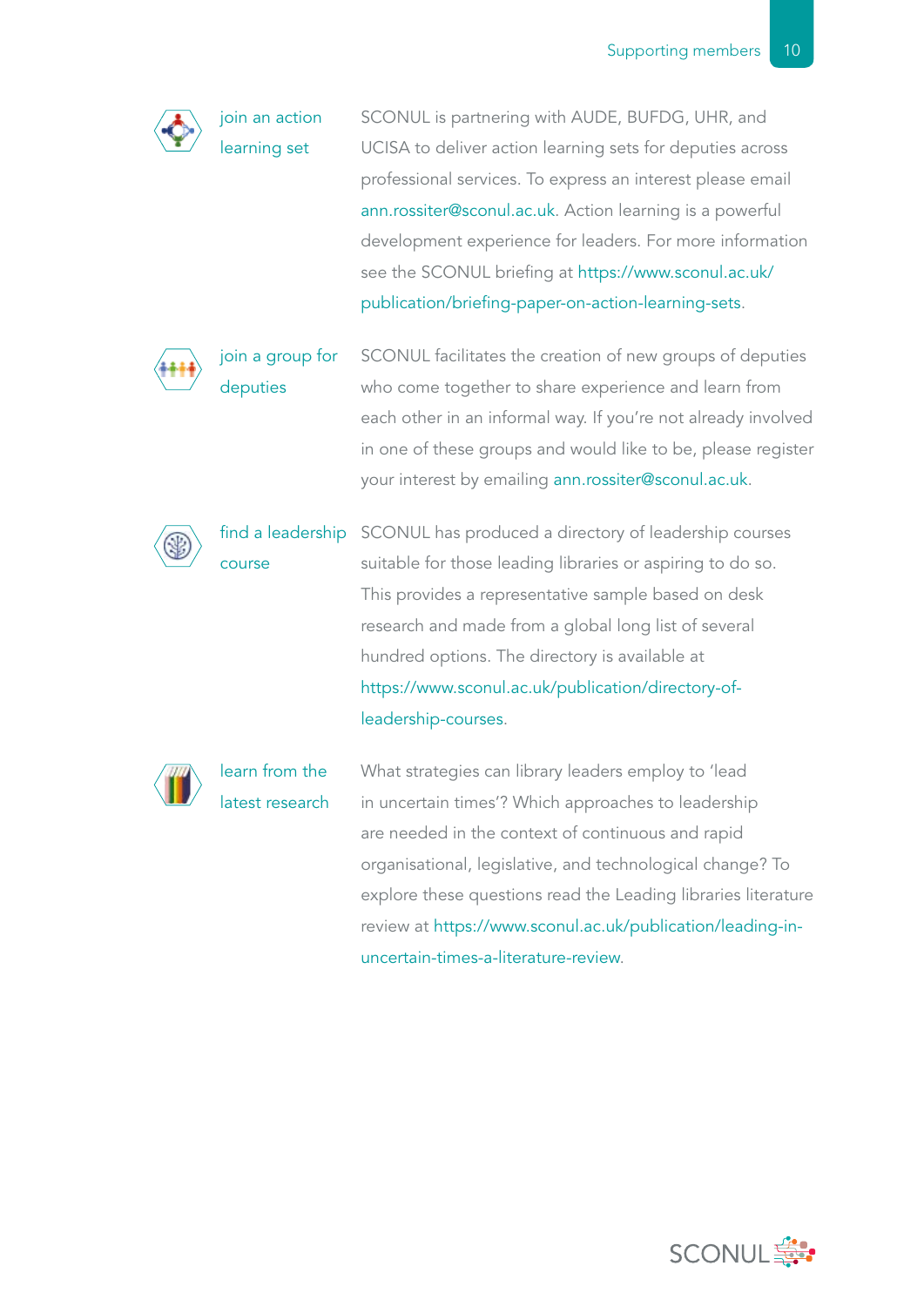### join an action learning set

SCONUL is partnering with AUDE, BUFDG, UHR, and UCISA to deliver action learning sets for deputies across professional services. To express an interest please email ann.rossiter@sconul.ac.uk. Action learning is a powerful development experience for leaders. For more information see the SCONUL briefing at https://www.sconul.ac.uk/publication/briefing-paper-on-action-learning-sets.

### join a group for deputies

SCONUL facilitates the creation of new groups of deputies who come together to share experience and learn from each other in an informal way. If you're not already involved in one of these groups and would like to be, please register your interest by emailing ann.rossiter@sconul.ac.uk.

### find a leadership course

SCONUL has produced a directory of leadership courses suitable for those leading libraries or aspiring to do so. This provides a representative sample based on desk research and made from a global long list of several hundred options. The directory is available at https://www.sconul.ac.uk/publication/directory-of-leadership-courses.

### learn from the latest research

What strategies can library leaders employ to 'lead in uncertain times'? Which approaches to leadership are needed in the context of continuous and rapid organisational, legislative, and technological change? To explore these questions read the Leading libraries literature review at https://www.sconul.ac.uk/publication/leading-in-uncertain-times-a-literature-review.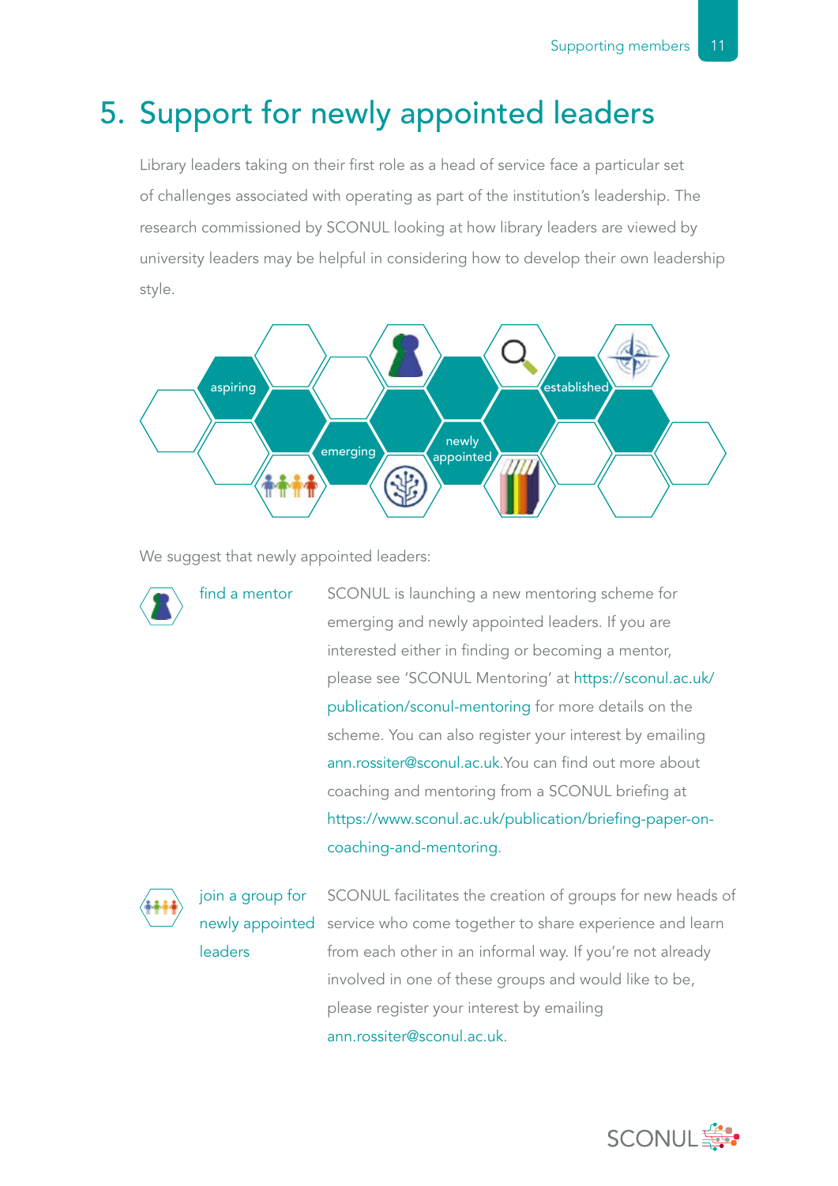# 5. Support for newly appointed leaders

Library leaders taking on their first role as a head of service face a particular set of challenges associated with operating as part of the institution's leadership. The research commissioned by SCONUL looking at how library leaders are viewed by university leaders may be helpful in considering how to develop their own leadership style.

aspiring
emerging
newly appointed
established

We suggest that newly appointed leaders:

**find a mentor**

SCONUL is launching a new mentoring scheme for emerging and newly appointed leaders. If you are interested either in finding or becoming a mentor, please see 'SCONUL Mentoring' at https://sconul.ac.uk/publication/sconul-mentoring for more details on the scheme. You can also register your interest by emailing ann.rossiter@sconul.ac.uk.You can find out more about coaching and mentoring from a SCONUL briefing at https://www.sconul.ac.uk/publication/briefing-paper-on-coaching-and-mentoring.

**join a group for newly appointed leaders**

SCONUL facilitates the creation of groups for new heads of service who come together to share experience and learn from each other in an informal way. If you're not already involved in one of these groups and would like to be, please register your interest by emailing ann.rossiter@sconul.ac.uk.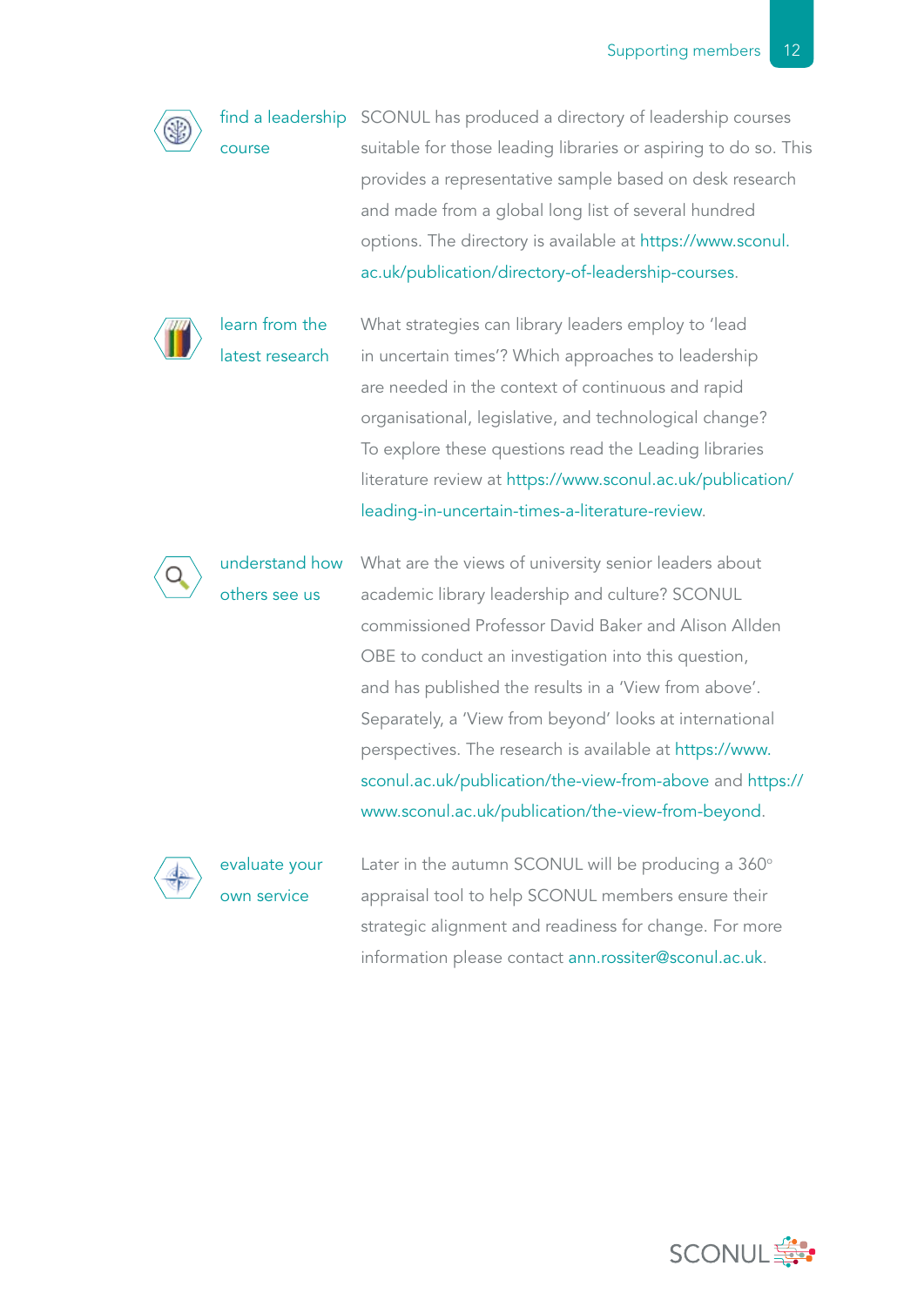### find a leadership course

SCONUL has produced a directory of leadership courses suitable for those leading libraries or aspiring to do so. This provides a representative sample based on desk research and made from a global long list of several hundred options. The directory is available at https://www.sconul.ac.uk/publication/directory-of-leadership-courses.

### learn from the latest research

What strategies can library leaders employ to 'lead in uncertain times'? Which approaches to leadership are needed in the context of continuous and rapid organisational, legislative, and technological change? To explore these questions read the Leading libraries literature review at https://www.sconul.ac.uk/publication/leading-in-uncertain-times-a-literature-review.

### understand how others see us

What are the views of university senior leaders about academic library leadership and culture? SCONUL commissioned Professor David Baker and Alison Allden OBE to conduct an investigation into this question, and has published the results in a 'View from above'. Separately, a 'View from beyond' looks at international perspectives. The research is available at https://www.sconul.ac.uk/publication/the-view-from-above and https://www.sconul.ac.uk/publication/the-view-from-beyond.

### evaluate your own service

Later in the autumn SCONUL will be producing a 360° appraisal tool to help SCONUL members ensure their strategic alignment and readiness for change. For more information please contact ann.rossiter@sconul.ac.uk.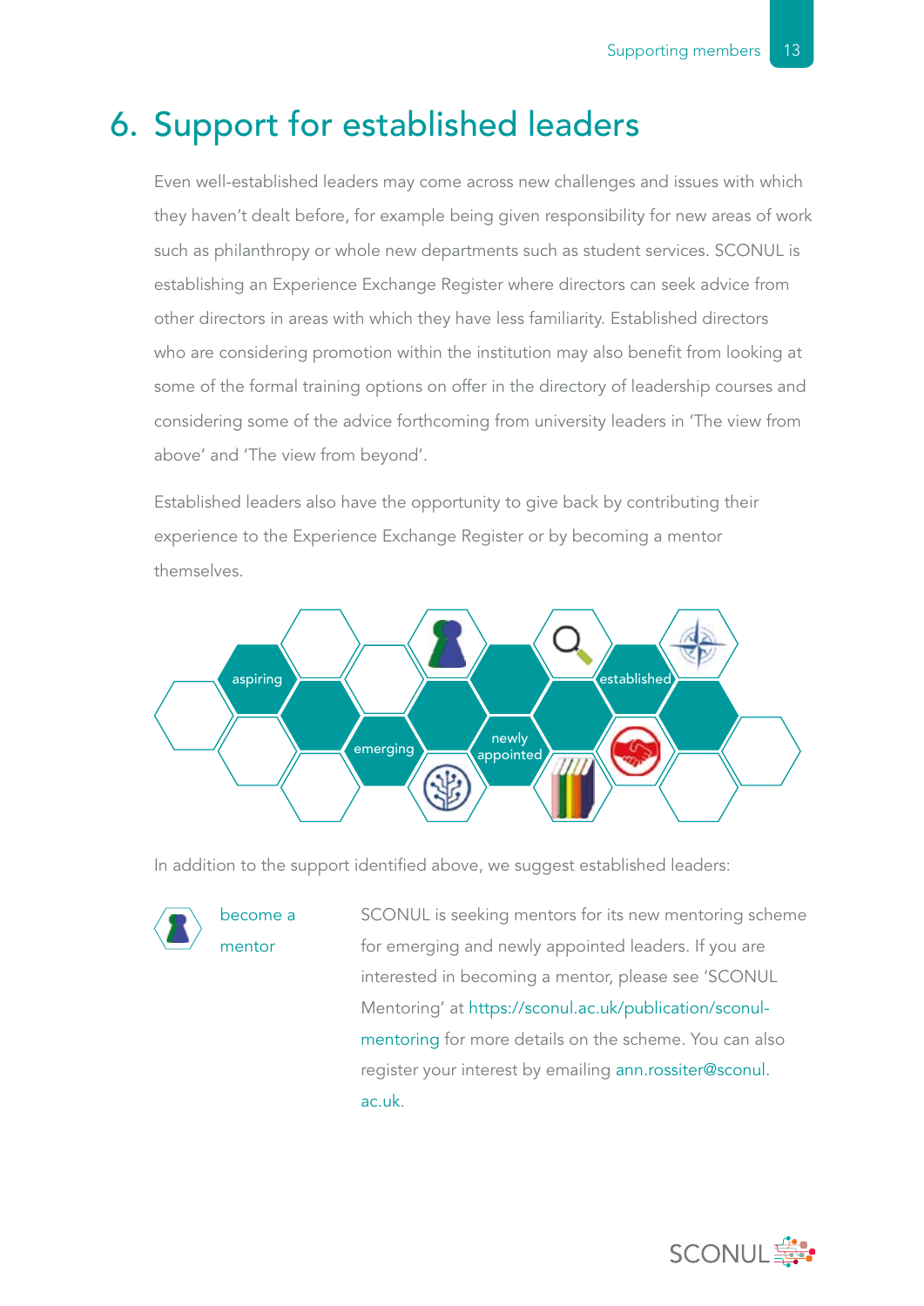# 6. Support for established leaders

Even well-established leaders may come across new challenges and issues with which they haven't dealt before, for example being given responsibility for new areas of work such as philanthropy or whole new departments such as student services. SCONUL is establishing an Experience Exchange Register where directors can seek advice from other directors in areas with which they have less familiarity. Established directors who are considering promotion within the institution may also benefit from looking at some of the formal training options on offer in the directory of leadership courses and considering some of the advice forthcoming from university leaders in 'The view from above' and 'The view from beyond'.

Established leaders also have the opportunity to give back by contributing their experience to the Experience Exchange Register or by becoming a mentor themselves.

aspiring · emerging · newly appointed · established

In addition to the support identified above, we suggest established leaders:

| | |
|---|---|
| become a mentor | SCONUL is seeking mentors for its new mentoring scheme for emerging and newly appointed leaders. If you are interested in becoming a mentor, please see 'SCONUL Mentoring' at https://sconul.ac.uk/publication/sconul-mentoring for more details on the scheme. You can also register your interest by emailing ann.rossiter@sconul.ac.uk. |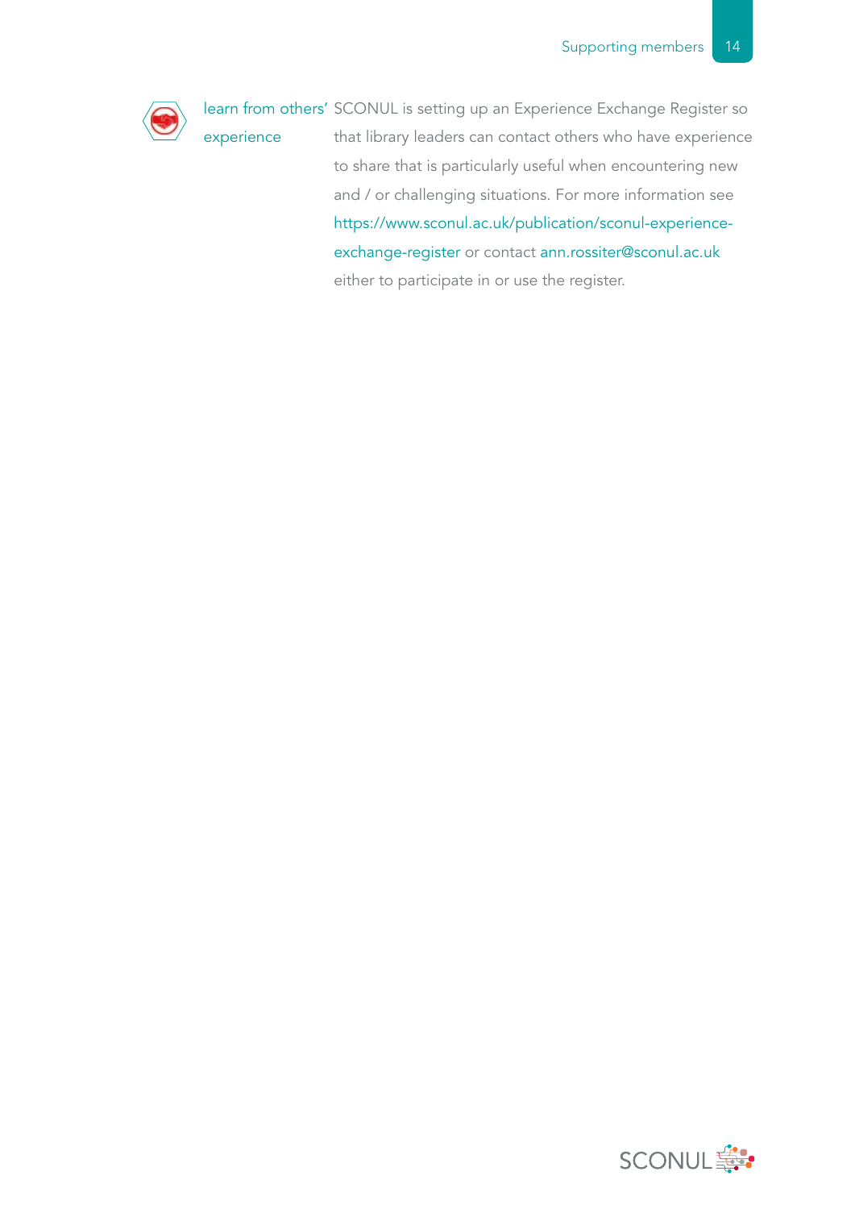**learn from others' experience**

SCONUL is setting up an Experience Exchange Register so that library leaders can contact others who have experience to share that is particularly useful when encountering new and / or challenging situations. For more information see https://www.sconul.ac.uk/publication/sconul-experience-exchange-register or contact ann.rossiter@sconul.ac.uk either to participate in or use the register.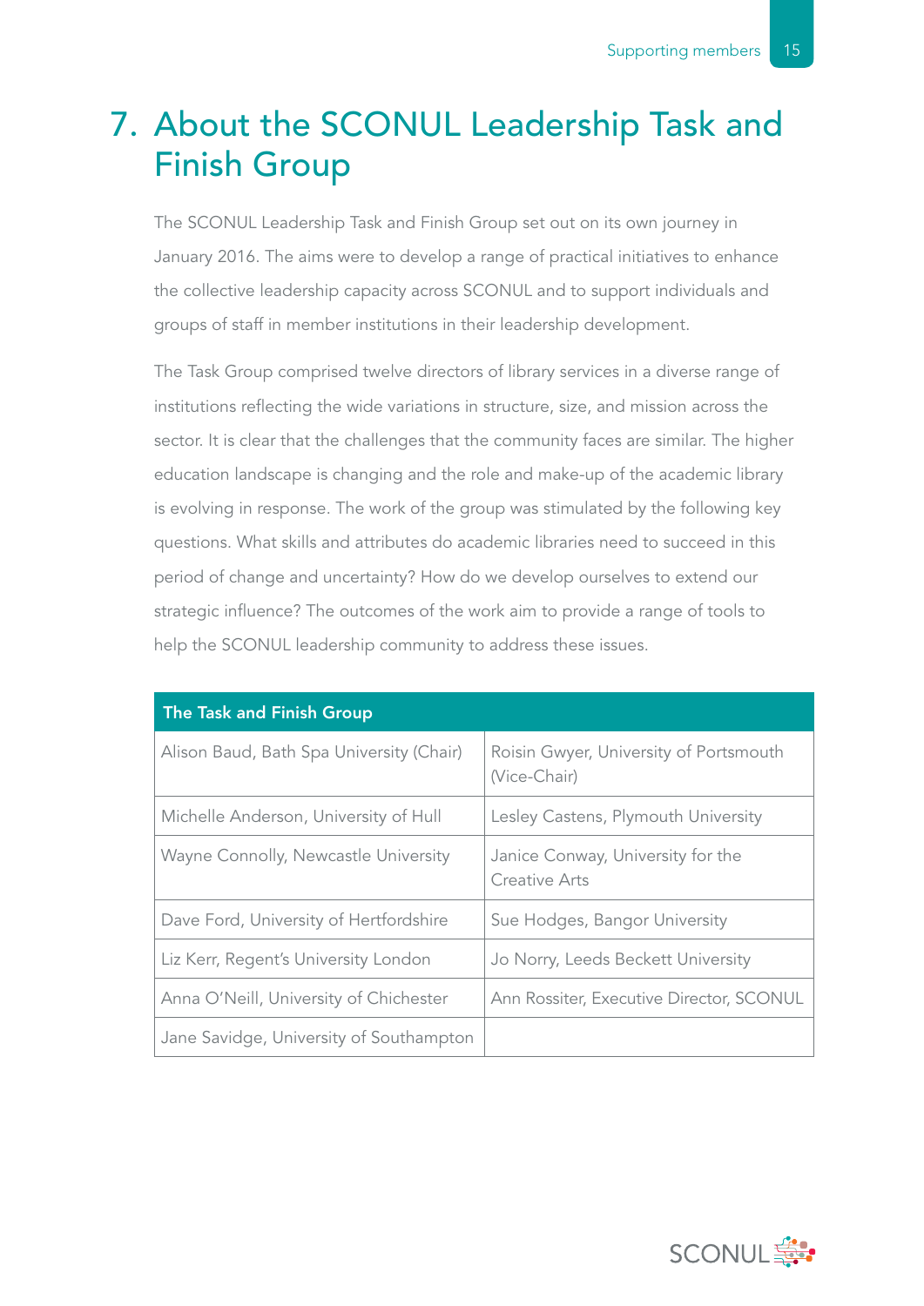# 7. About the SCONUL Leadership Task and Finish Group

The SCONUL Leadership Task and Finish Group set out on its own journey in January 2016. The aims were to develop a range of practical initiatives to enhance the collective leadership capacity across SCONUL and to support individuals and groups of staff in member institutions in their leadership development.

The Task Group comprised twelve directors of library services in a diverse range of institutions reflecting the wide variations in structure, size, and mission across the sector. It is clear that the challenges that the community faces are similar. The higher education landscape is changing and the role and make-up of the academic library is evolving in response. The work of the group was stimulated by the following key questions. What skills and attributes do academic libraries need to succeed in this period of change and uncertainty? How do we develop ourselves to extend our strategic influence? The outcomes of the work aim to provide a range of tools to help the SCONUL leadership community to address these issues.

| The Task and Finish Group | |
|---|---|
| Alison Baud, Bath Spa University (Chair) | Roisin Gwyer, University of Portsmouth (Vice-Chair) |
| Michelle Anderson, University of Hull | Lesley Castens, Plymouth University |
| Wayne Connolly, Newcastle University | Janice Conway, University for the Creative Arts |
| Dave Ford, University of Hertfordshire | Sue Hodges, Bangor University |
| Liz Kerr, Regent's University London | Jo Norry, Leeds Beckett University |
| Anna O'Neill, University of Chichester | Ann Rossiter, Executive Director, SCONUL |
| Jane Savidge, University of Southampton | |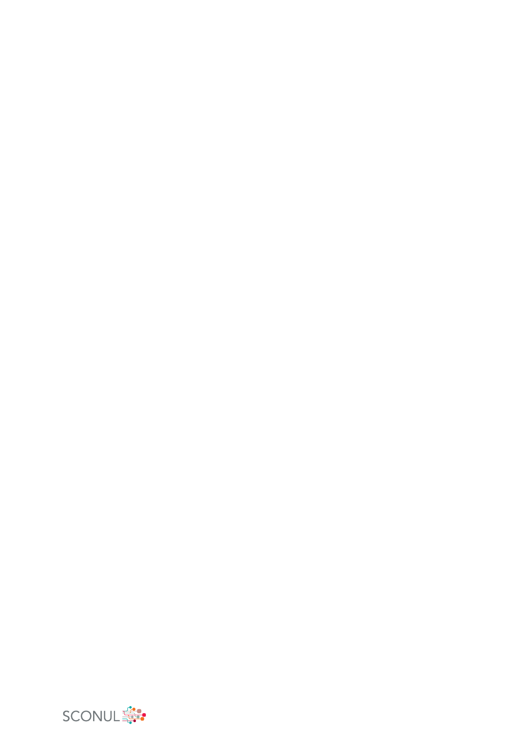SCONUL